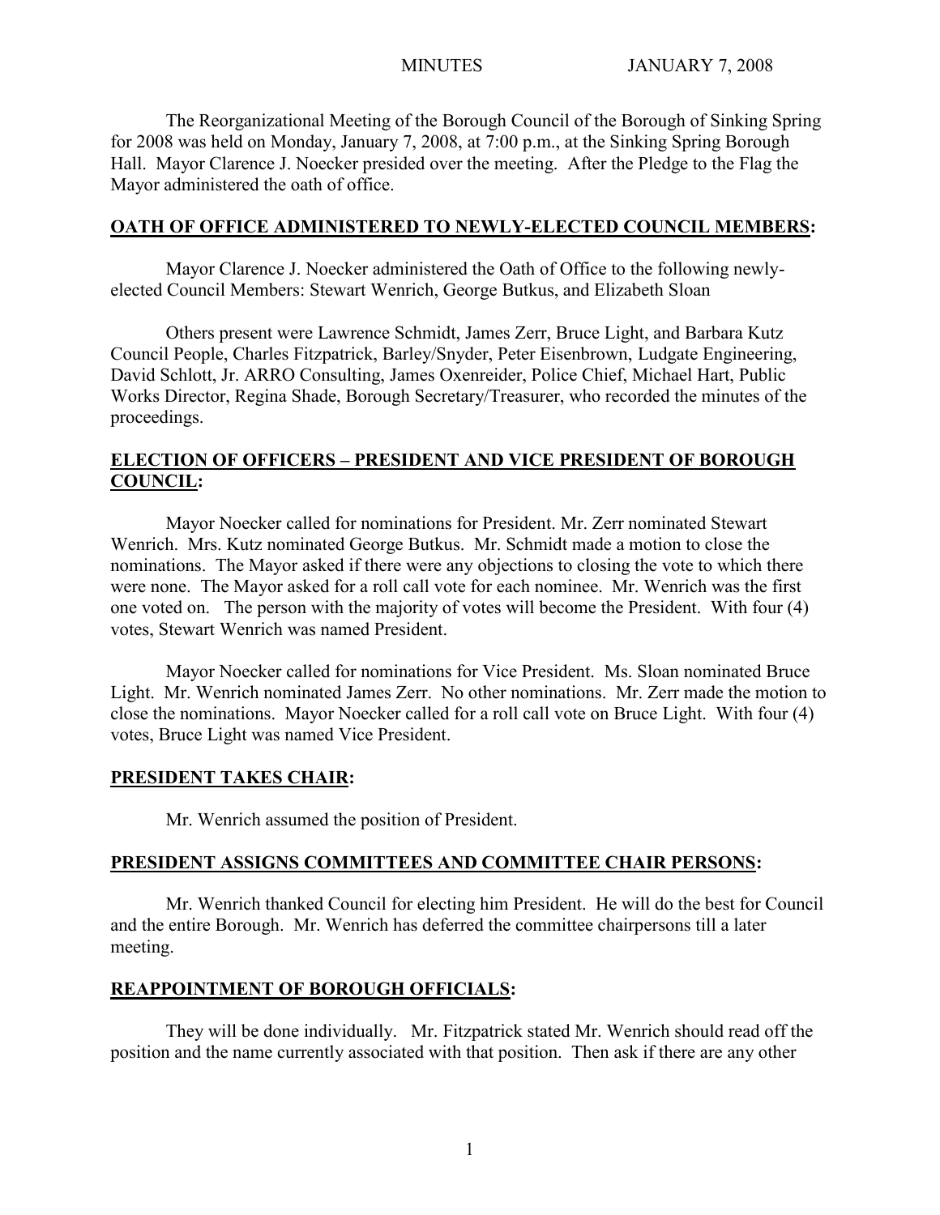MINUTES JANUARY 7, 2008

The Reorganizational Meeting of the Borough Council of the Borough of Sinking Spring for 2008 was held on Monday, January 7, 2008, at 7:00 p.m., at the Sinking Spring Borough Hall. Mayor Clarence J. Noecker presided over the meeting. After the Pledge to the Flag the Mayor administered the oath of office.

**OATH OF OFFICE ADMINISTERED TO NEWLY-ELECTED COUNCIL MEMBERS:**

Mayor Clarence J. Noecker administered the Oath of Office to the following newly-elected Council Members: Stewart Wenrich, George Butkus, and Elizabeth Sloan

Others present were Lawrence Schmidt, James Zerr, Bruce Light, and Barbara Kutz Council People, Charles Fitzpatrick, Barley/Snyder, Peter Eisenbrown, Ludgate Engineering, David Schlott, Jr. ARRO Consulting, James Oxenreider, Police Chief, Michael Hart, Public Works Director, Regina Shade, Borough Secretary/Treasurer, who recorded the minutes of the proceedings.

**ELECTION OF OFFICERS – PRESIDENT AND VICE PRESIDENT OF BOROUGH COUNCIL:**

Mayor Noecker called for nominations for President. Mr. Zerr nominated Stewart Wenrich. Mrs. Kutz nominated George Butkus. Mr. Schmidt made a motion to close the nominations. The Mayor asked if there were any objections to closing the vote to which there were none. The Mayor asked for a roll call vote for each nominee. Mr. Wenrich was the first one voted on. The person with the majority of votes will become the President. With four (4) votes, Stewart Wenrich was named President.

Mayor Noecker called for nominations for Vice President. Ms. Sloan nominated Bruce Light. Mr. Wenrich nominated James Zerr. No other nominations. Mr. Zerr made the motion to close the nominations. Mayor Noecker called for a roll call vote on Bruce Light. With four (4) votes, Bruce Light was named Vice President.

**PRESIDENT TAKES CHAIR:**

Mr. Wenrich assumed the position of President.

**PRESIDENT ASSIGNS COMMITTEES AND COMMITTEE CHAIR PERSONS:**

Mr. Wenrich thanked Council for electing him President. He will do the best for Council and the entire Borough. Mr. Wenrich has deferred the committee chairpersons till a later meeting.

**REAPPOINTMENT OF BOROUGH OFFICIALS:**

They will be done individually. Mr. Fitzpatrick stated Mr. Wenrich should read off the position and the name currently associated with that position. Then ask if there are any other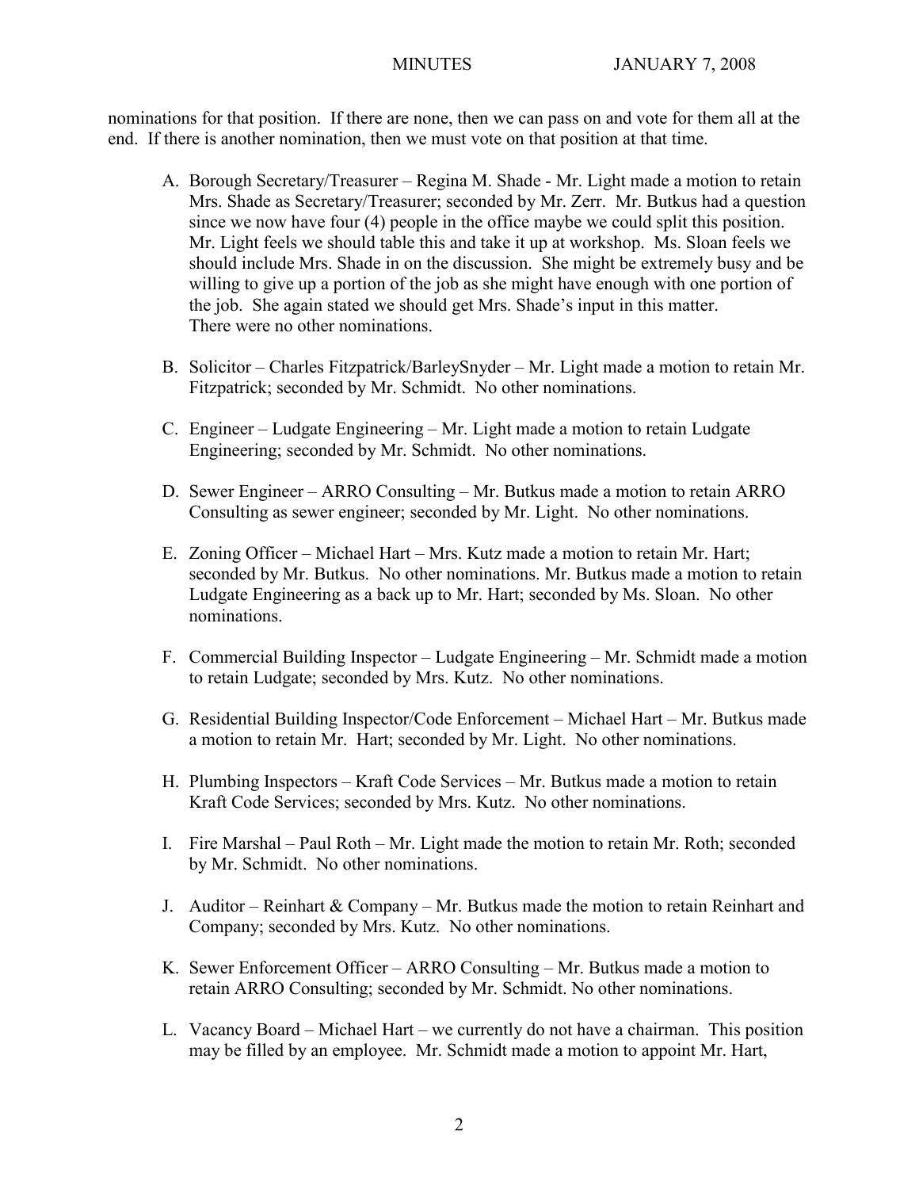nominations for that position. If there are none, then we can pass on and vote for them all at the end. If there is another nomination, then we must vote on that position at that time.

A. Borough Secretary/Treasurer – Regina M. Shade - Mr. Light made a motion to retain Mrs. Shade as Secretary/Treasurer; seconded by Mr. Zerr. Mr. Butkus had a question since we now have four (4) people in the office maybe we could split this position. Mr. Light feels we should table this and take it up at workshop. Ms. Sloan feels we should include Mrs. Shade in on the discussion. She might be extremely busy and be willing to give up a portion of the job as she might have enough with one portion of the job. She again stated we should get Mrs. Shade's input in this matter. There were no other nominations.

B. Solicitor – Charles Fitzpatrick/BarleySnyder – Mr. Light made a motion to retain Mr. Fitzpatrick; seconded by Mr. Schmidt. No other nominations.

C. Engineer – Ludgate Engineering – Mr. Light made a motion to retain Ludgate Engineering; seconded by Mr. Schmidt. No other nominations.

D. Sewer Engineer – ARRO Consulting – Mr. Butkus made a motion to retain ARRO Consulting as sewer engineer; seconded by Mr. Light. No other nominations.

E. Zoning Officer – Michael Hart – Mrs. Kutz made a motion to retain Mr. Hart; seconded by Mr. Butkus. No other nominations. Mr. Butkus made a motion to retain Ludgate Engineering as a back up to Mr. Hart; seconded by Ms. Sloan. No other nominations.

F. Commercial Building Inspector – Ludgate Engineering – Mr. Schmidt made a motion to retain Ludgate; seconded by Mrs. Kutz. No other nominations.

G. Residential Building Inspector/Code Enforcement – Michael Hart – Mr. Butkus made a motion to retain Mr. Hart; seconded by Mr. Light. No other nominations.

H. Plumbing Inspectors – Kraft Code Services – Mr. Butkus made a motion to retain Kraft Code Services; seconded by Mrs. Kutz. No other nominations.

I. Fire Marshal – Paul Roth – Mr. Light made the motion to retain Mr. Roth; seconded by Mr. Schmidt. No other nominations.

J. Auditor – Reinhart & Company – Mr. Butkus made the motion to retain Reinhart and Company; seconded by Mrs. Kutz. No other nominations.

K. Sewer Enforcement Officer – ARRO Consulting – Mr. Butkus made a motion to retain ARRO Consulting; seconded by Mr. Schmidt. No other nominations.

L. Vacancy Board – Michael Hart – we currently do not have a chairman. This position may be filled by an employee. Mr. Schmidt made a motion to appoint Mr. Hart,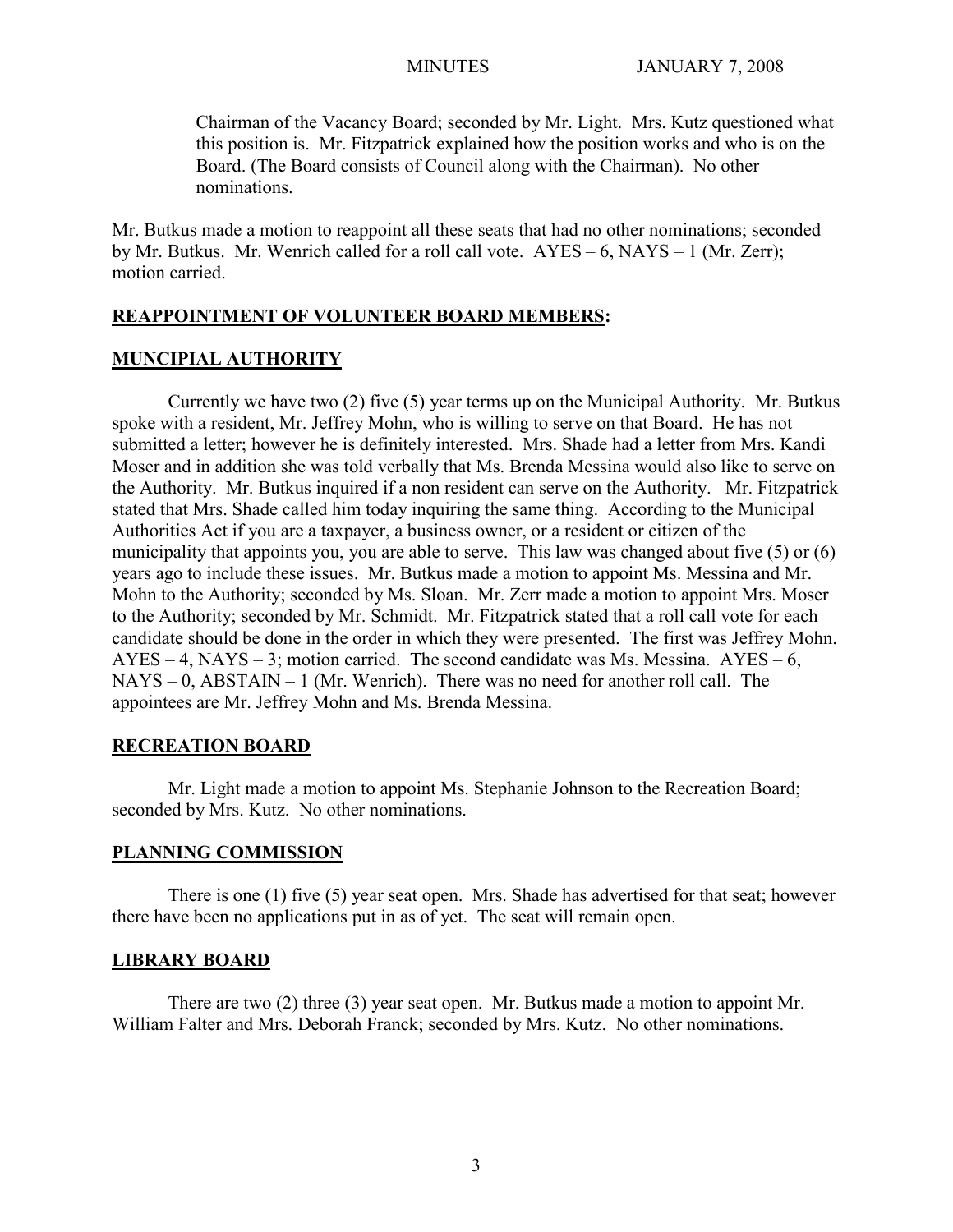Chairman of the Vacancy Board; seconded by Mr. Light. Mrs. Kutz questioned what this position is. Mr. Fitzpatrick explained how the position works and who is on the Board. (The Board consists of Council along with the Chairman). No other nominations.

Mr. Butkus made a motion to reappoint all these seats that had no other nominations; seconded by Mr. Butkus. Mr. Wenrich called for a roll call vote. AYES – 6, NAYS – 1 (Mr. Zerr); motion carried.

**REAPPOINTMENT OF VOLUNTEER BOARD MEMBERS:**

**MUNCIPIAL AUTHORITY**

Currently we have two (2) five (5) year terms up on the Municipal Authority. Mr. Butkus spoke with a resident, Mr. Jeffrey Mohn, who is willing to serve on that Board. He has not submitted a letter; however he is definitely interested. Mrs. Shade had a letter from Mrs. Kandi Moser and in addition she was told verbally that Ms. Brenda Messina would also like to serve on the Authority. Mr. Butkus inquired if a non resident can serve on the Authority. Mr. Fitzpatrick stated that Mrs. Shade called him today inquiring the same thing. According to the Municipal Authorities Act if you are a taxpayer, a business owner, or a resident or citizen of the municipality that appoints you, you are able to serve. This law was changed about five (5) or (6) years ago to include these issues. Mr. Butkus made a motion to appoint Ms. Messina and Mr. Mohn to the Authority; seconded by Ms. Sloan. Mr. Zerr made a motion to appoint Mrs. Moser to the Authority; seconded by Mr. Schmidt. Mr. Fitzpatrick stated that a roll call vote for each candidate should be done in the order in which they were presented. The first was Jeffrey Mohn. AYES – 4, NAYS – 3; motion carried. The second candidate was Ms. Messina. AYES – 6, NAYS – 0, ABSTAIN – 1 (Mr. Wenrich). There was no need for another roll call. The appointees are Mr. Jeffrey Mohn and Ms. Brenda Messina.

**RECREATION BOARD**

Mr. Light made a motion to appoint Ms. Stephanie Johnson to the Recreation Board; seconded by Mrs. Kutz. No other nominations.

**PLANNING COMMISSION**

There is one (1) five (5) year seat open. Mrs. Shade has advertised for that seat; however there have been no applications put in as of yet. The seat will remain open.

**LIBRARY BOARD**

There are two (2) three (3) year seat open. Mr. Butkus made a motion to appoint Mr. William Falter and Mrs. Deborah Franck; seconded by Mrs. Kutz. No other nominations.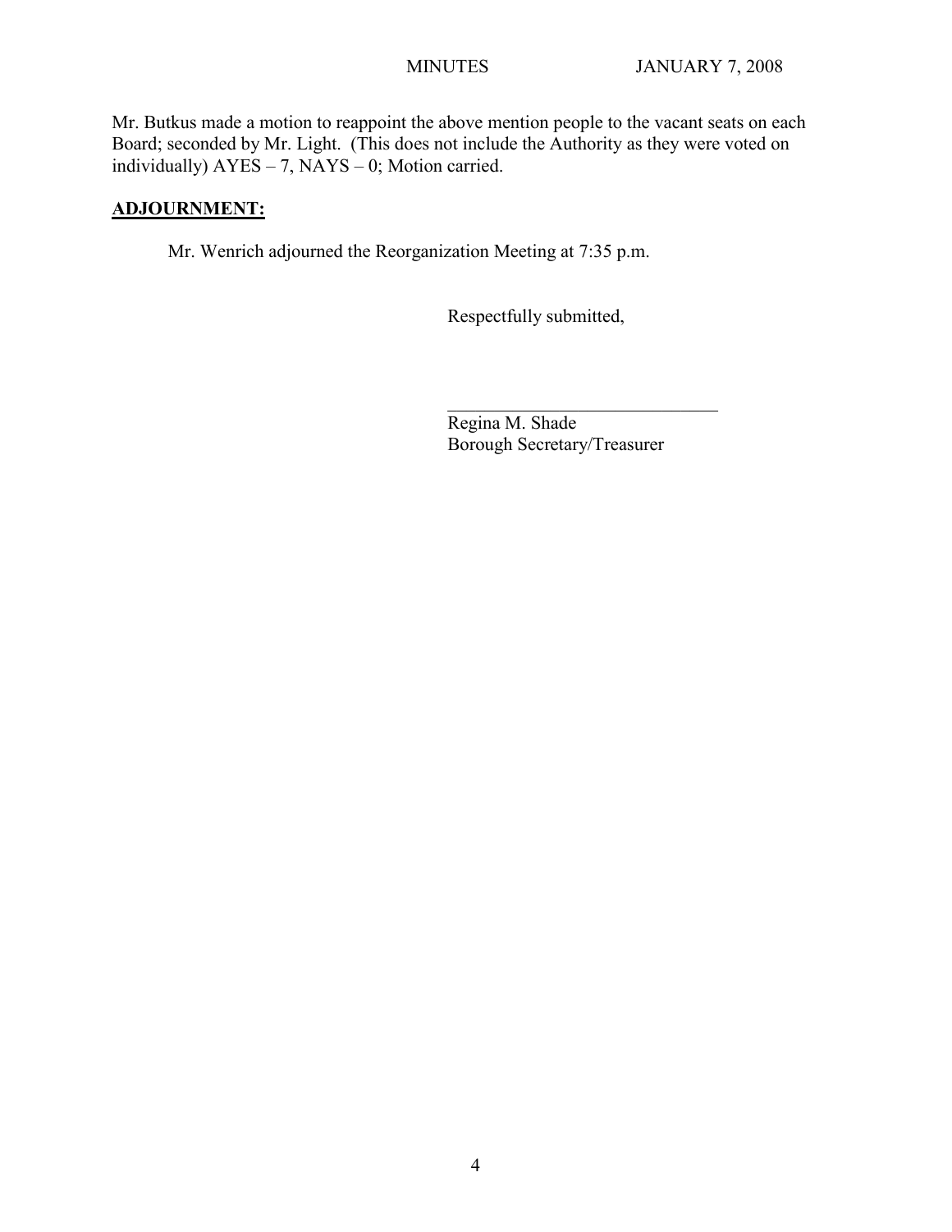Mr. Butkus made a motion to reappoint the above mention people to the vacant seats on each Board; seconded by Mr. Light. (This does not include the Authority as they were voted on individually) AYES – 7, NAYS – 0; Motion carried.

## ADJOURNMENT:

Mr. Wenrich adjourned the Reorganization Meeting at 7:35 p.m.

Respectfully submitted,

\_\_\_\_\_\_\_\_\_\_\_\_\_\_\_\_\_\_\_\_\_\_\_\_\_\_\_\_\_\_

Regina M. Shade
Borough Secretary/Treasurer